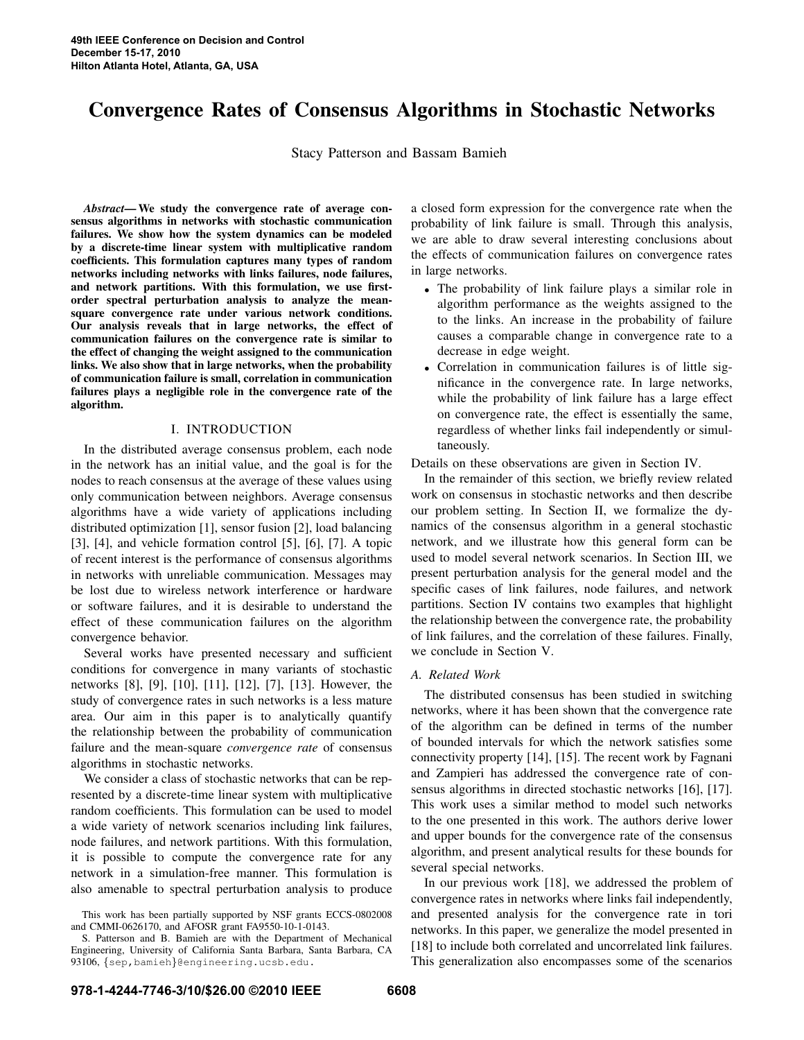# Convergence Rates of Consensus Algorithms in Stochastic Networks

Stacy Patterson and Bassam Bamieh

***Abstract*— We study the convergence rate of average consensus algorithms in networks with stochastic communication failures. We show how the system dynamics can be modeled by a discrete-time linear system with multiplicative random coefficients. This formulation captures many types of random networks including networks with links failures, node failures, and network partitions. With this formulation, we use first-order spectral perturbation analysis to analyze the mean-square convergence rate under various network conditions. Our analysis reveals that in large networks, the effect of communication failures on the convergence rate is similar to the effect of changing the weight assigned to the communication links. We also show that in large networks, when the probability of communication failure is small, correlation in communication failures plays a negligible role in the convergence rate of the algorithm.**

## I. INTRODUCTION

In the distributed average consensus problem, each node in the network has an initial value, and the goal is for the nodes to reach consensus at the average of these values using only communication between neighbors. Average consensus algorithms have a wide variety of applications including distributed optimization [1], sensor fusion [2], load balancing [3], [4], and vehicle formation control [5], [6], [7]. A topic of recent interest is the performance of consensus algorithms in networks with unreliable communication. Messages may be lost due to wireless network interference or hardware or software failures, and it is desirable to understand the effect of these communication failures on the algorithm convergence behavior.

Several works have presented necessary and sufficient conditions for convergence in many variants of stochastic networks [8], [9], [10], [11], [12], [7], [13]. However, the study of convergence rates in such networks is a less mature area. Our aim in this paper is to analytically quantify the relationship between the probability of communication failure and the mean-square *convergence rate* of consensus algorithms in stochastic networks.

We consider a class of stochastic networks that can be represented by a discrete-time linear system with multiplicative random coefficients. This formulation can be used to model a wide variety of network scenarios including link failures, node failures, and network partitions. With this formulation, it is possible to compute the convergence rate for any network in a simulation-free manner. This formulation is also amenable to spectral perturbation analysis to produce a closed form expression for the convergence rate when the probability of link failure is small. Through this analysis, we are able to draw several interesting conclusions about the effects of communication failures on convergence rates in large networks.

- The probability of link failure plays a similar role in algorithm performance as the weights assigned to the to the links. An increase in the probability of failure causes a comparable change in convergence rate to a decrease in edge weight.
- Correlation in communication failures is of little significance in the convergence rate. In large networks, while the probability of link failure has a large effect on convergence rate, the effect is essentially the same, regardless of whether links fail independently or simultaneously.

Details on these observations are given in Section IV.

In the remainder of this section, we briefly review related work on consensus in stochastic networks and then describe our problem setting. In Section II, we formalize the dynamics of the consensus algorithm in a general stochastic network, and we illustrate how this general form can be used to model several network scenarios. In Section III, we present perturbation analysis for the general model and the specific cases of link failures, node failures, and network partitions. Section IV contains two examples that highlight the relationship between the convergence rate, the probability of link failures, and the correlation of these failures. Finally, we conclude in Section V.

### A. Related Work

The distributed consensus has been studied in switching networks, where it has been shown that the convergence rate of the algorithm can be defined in terms of the number of bounded intervals for which the network satisfies some connectivity property [14], [15]. The recent work by Fagnani and Zampieri has addressed the convergence rate of consensus algorithms in directed stochastic networks [16], [17]. This work uses a similar method to model such networks to the one presented in this work. The authors derive lower and upper bounds for the convergence rate of the consensus algorithm, and present analytical results for these bounds for several special networks.

In our previous work [18], we addressed the problem of convergence rates in networks where links fail independently, and presented analysis for the convergence rate in tori networks. In this paper, we generalize the model presented in [18] to include both correlated and uncorrelated link failures. This generalization also encompasses some of the scenarios

This work has been partially supported by NSF grants ECCS-0802008 and CMMI-0626170, and AFOSR grant FA9550-10-1-0143.

S. Patterson and B. Bamieh are with the Department of Mechanical Engineering, University of California Santa Barbara, Santa Barbara, CA 93106, {sep,bamieh}@engineering.ucsb.edu.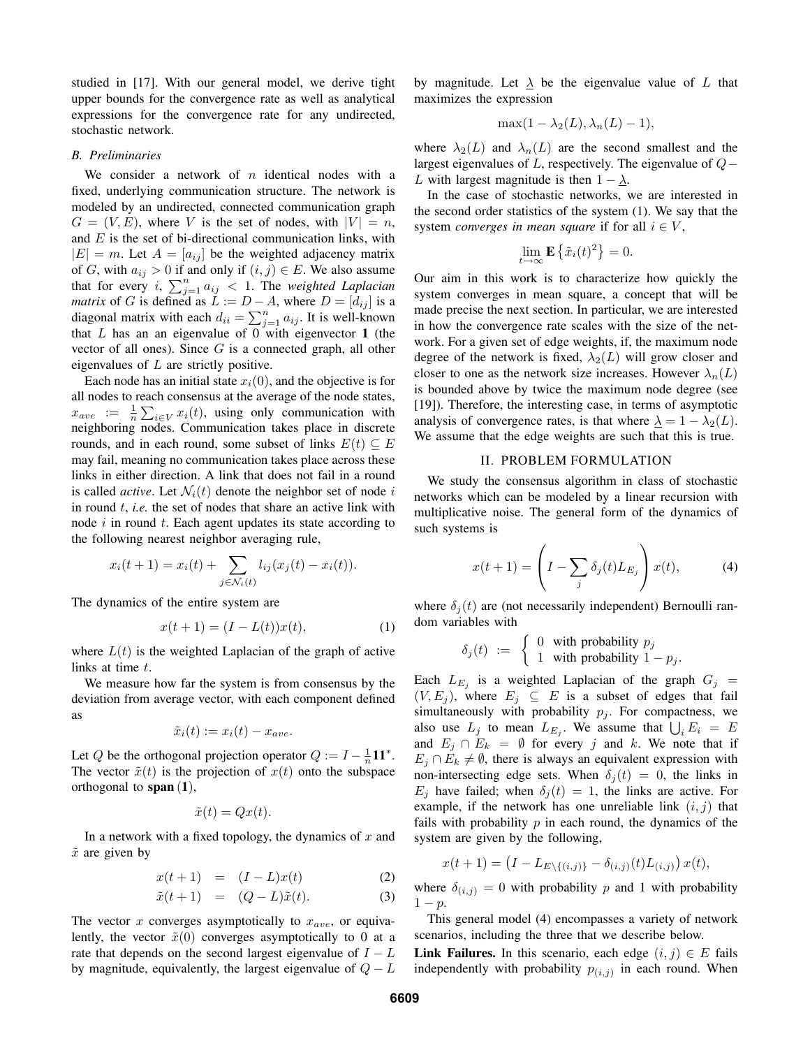studied in [17]. With our general model, we derive tight upper bounds for the convergence rate as well as analytical expressions for the convergence rate for any undirected, stochastic network.

### B. Preliminaries

We consider a network of $n$ identical nodes with a fixed, underlying communication structure. The network is modeled by an undirected, connected communication graph $G = (V, E)$, where $V$ is the set of nodes, with $|V| = n$, and $E$ is the set of bi-directional communication links, with $|E| = m$. Let $A = [a_{ij}]$ be the weighted adjacency matrix of $G$, with $a_{ij} > 0$ if and only if $(i, j) \in E$. We also assume that for every $i$, $\sum_{j=1}^{n} a_{ij} < 1$. The *weighted Laplacian matrix* of $G$ is defined as $L := D - A$, where $D = [d_{ij}]$ is a diagonal matrix with each $d_{ii} = \sum_{j=1}^{n} a_{ij}$. It is well-known that $L$ has an an eigenvalue of 0 with eigenvector $\mathbf{1}$ (the vector of all ones). Since $G$ is a connected graph, all other eigenvalues of $L$ are strictly positive.

Each node has an initial state $x_i(0)$, and the objective is for all nodes to reach consensus at the average of the node states, $x_{ave} := \frac{1}{n}\sum_{i \in V} x_i(t)$, using only communication with neighboring nodes. Communication takes place in discrete rounds, and in each round, some subset of links $E(t) \subseteq E$ may fail, meaning no communication takes place across these links in either direction. A link that does not fail in a round is called *active*. Let $\mathcal{N}_i(t)$ denote the neighbor set of node $i$ in round $t$, *i.e.* the set of nodes that share an active link with node $i$ in round $t$. Each agent updates its state according to the following nearest neighbor averaging rule,

$$x_i(t + 1) = x_i(t) + \sum_{j \in \mathcal{N}_i(t)} l_{ij}(x_j(t) - x_i(t)).$$

The dynamics of the entire system are

$$x(t + 1) = (I - L(t))x(t), \tag{1}$$

where $L(t)$ is the weighted Laplacian of the graph of active links at time $t$.

We measure how far the system is from consensus by the deviation from average vector, with each component defined as

$$\tilde{x}_i(t) := x_i(t) - x_{ave}.$$

Let $Q$ be the orthogonal projection operator $Q := I - \frac{1}{n}\mathbf{1}\mathbf{1}^*$. The vector $\tilde{x}(t)$ is the projection of $x(t)$ onto the subspace orthogonal to $\mathbf{span}\,(\mathbf{1})$,

$$\tilde{x}(t) = Qx(t).$$

In a network with a fixed topology, the dynamics of $x$ and $\tilde{x}$ are given by

$$x(t + 1) = (I - L)x(t) \tag{2}$$

$$\tilde{x}(t + 1) = (Q - L)\tilde{x}(t). \tag{3}$$

The vector $x$ converges asymptotically to $x_{ave}$, or equivalently, the vector $\tilde{x}(0)$ converges asymptotically to 0 at a rate that depends on the second largest eigenvalue of $I - L$ by magnitude, equivalently, the largest eigenvalue of $Q - L$ by magnitude. Let $\underline{\lambda}$ be the eigenvalue value of $L$ that maximizes the expression

$$\max(1 - \lambda_2(L), \lambda_n(L) - 1),$$

where $\lambda_2(L)$ and $\lambda_n(L)$ are the second smallest and the largest eigenvalues of $L$, respectively. The eigenvalue of $Q - L$ with largest magnitude is then $1 - \underline{\lambda}$.

In the case of stochastic networks, we are interested in the second order statistics of the system (1). We say that the system *converges in mean square* if for all $i \in V$,

$$\lim_{t \to \infty} \mathbf{E}\left\{\tilde{x}_i(t)^2\right\} = 0.$$

Our aim in this work is to characterize how quickly the system converges in mean square, a concept that will be made precise the next section. In particular, we are interested in how the convergence rate scales with the size of the network. For a given set of edge weights, if, the maximum node degree of the network is fixed, $\lambda_2(L)$ will grow closer and closer to one as the network size increases. However $\lambda_n(L)$ is bounded above by twice the maximum node degree (see [19]). Therefore, the interesting case, in terms of asymptotic analysis of convergence rates, is that where $\underline{\lambda} = 1 - \lambda_2(L)$. We assume that the edge weights are such that this is true.

## II. PROBLEM FORMULATION

We study the consensus algorithm in class of stochastic networks which can be modeled by a linear recursion with multiplicative noise. The general form of the dynamics of such systems is

$$x(t + 1) = \left(I - \sum_j \delta_j(t) L_{E_j}\right) x(t), \tag{4}$$

where $\delta_j(t)$ are (not necessarily independent) Bernoulli random variables with

$$\delta_j(t) := \begin{cases} 0 & \text{with probability } p_j \\ 1 & \text{with probability } 1 - p_j. \end{cases}$$

Each $L_{E_j}$ is a weighted Laplacian of the graph $G_j = (V, E_j)$, where $E_j \subseteq E$ is a subset of edges that fail simultaneously with probability $p_j$. For compactness, we also use $L_j$ to mean $L_{E_j}$. We assume that $\bigcup_i E_i = E$ and $E_j \cap E_k = \emptyset$ for every $j$ and $k$. We note that if $E_j \cap E_k \neq \emptyset$, there is always an equivalent expression with non-intersecting edge sets. When $\delta_j(t) = 0$, the links in $E_j$ have failed; when $\delta_j(t) = 1$, the links are active. For example, if the network has one unreliable link $(i, j)$ that fails with probability $p$ in each round, the dynamics of the system are given by the following,

$$x(t + 1) = \left(I - L_{E \setminus \{(i,j)\}} - \delta_{(i,j)}(t) L_{(i,j)}\right) x(t),$$

where $\delta_{(i,j)} = 0$ with probability $p$ and 1 with probability $1 - p$.

This general model (4) encompasses a variety of network scenarios, including the three that we describe below.

**Link Failures.** In this scenario, each edge $(i, j) \in E$ fails independently with probability $p_{(i,j)}$ in each round. When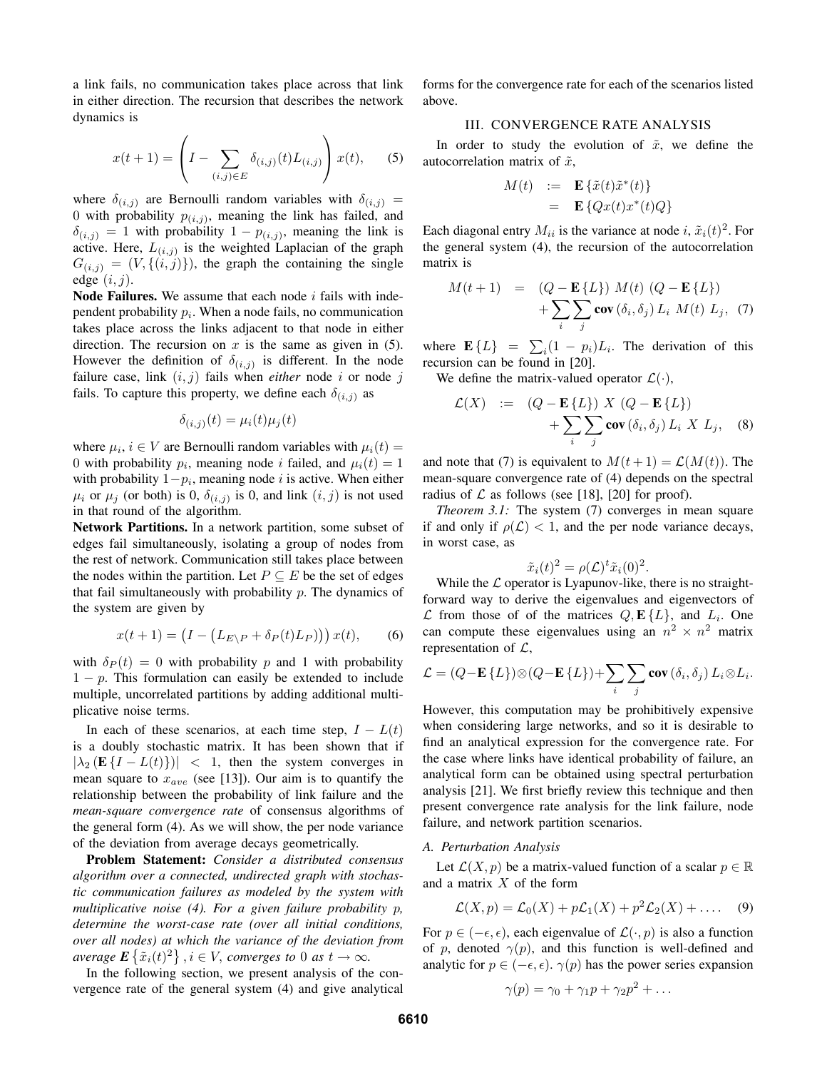a link fails, no communication takes place across that link in either direction. The recursion that describes the network dynamics is

$$x(t+1) = \left( I - \sum_{(i,j) \in E} \delta_{(i,j)}(t) L_{(i,j)} \right) x(t), \qquad (5)$$

where $\delta_{(i,j)}$ are Bernoulli random variables with $\delta_{(i,j)} = 0$ with probability $p_{(i,j)}$, meaning the link has failed, and $\delta_{(i,j)} = 1$ with probability $1 - p_{(i,j)}$, meaning the link is active. Here, $L_{(i,j)}$ is the weighted Laplacian of the graph $G_{(i,j)} = (V, \{(i,j)\})$, the graph the containing the single edge $(i,j)$.

**Node Failures.** We assume that each node $i$ fails with independent probability $p_i$. When a node fails, no communication takes place across the links adjacent to that node in either direction. The recursion on $x$ is the same as given in (5). However the definition of $\delta_{(i,j)}$ is different. In the node failure case, link $(i,j)$ fails when *either* node $i$ or node $j$ fails. To capture this property, we define each $\delta_{(i,j)}$ as

$$\delta_{(i,j)}(t) = \mu_i(t)\mu_j(t)$$

where $\mu_i$, $i \in V$ are Bernoulli random variables with $\mu_i(t) = 0$ with probability $p_i$, meaning node $i$ failed, and $\mu_i(t) = 1$ with probability $1-p_i$, meaning node $i$ is active. When either $\mu_i$ or $\mu_j$ (or both) is 0, $\delta_{(i,j)}$ is 0, and link $(i,j)$ is not used in that round of the algorithm.

**Network Partitions.** In a network partition, some subset of edges fail simultaneously, isolating a group of nodes from the rest of network. Communication still takes place between the nodes within the partition. Let $P \subseteq E$ be the set of edges that fail simultaneously with probability $p$. The dynamics of the system are given by

$$x(t+1) = \left( I - \left( L_{E \setminus P} + \delta_P(t) L_P \right) \right) x(t), \qquad (6)$$

with $\delta_P(t) = 0$ with probability $p$ and 1 with probability $1 - p$. This formulation can easily be extended to include multiple, uncorrelated partitions by adding additional multiplicative noise terms.

In each of these scenarios, at each time step, $I - L(t)$ is a doubly stochastic matrix. It has been shown that if $|\lambda_2(\mathbf{E}\{I - L(t)\})| < 1$, then the system converges in mean square to $x_{ave}$ (see [13]). Our aim is to quantify the relationship between the probability of link failure and the *mean-square convergence rate* of consensus algorithms of the general form (4). As we will show, the per node variance of the deviation from average decays geometrically.

**Problem Statement:** *Consider a distributed consensus algorithm over a connected, undirected graph with stochastic communication failures as modeled by the system with multiplicative noise (4). For a given failure probability $p$, determine the worst-case rate (over all initial conditions, over all nodes) at which the variance of the deviation from average $\boldsymbol{E}\{\tilde{x}_i(t)^2\}, i \in V$, converges to 0 as $t \to \infty$.*

In the following section, we present analysis of the convergence rate of the general system (4) and give analytical forms for the convergence rate for each of the scenarios listed above.

## III. CONVERGENCE RATE ANALYSIS

In order to study the evolution of $\tilde{x}$, we define the autocorrelation matrix of $\tilde{x}$,

$$\begin{aligned} M(t) &:= \mathbf{E}\{\tilde{x}(t)\tilde{x}^*(t)\} \\ &= \mathbf{E}\{Qx(t)x^*(t)Q\} \end{aligned}$$

Each diagonal entry $M_{ii}$ is the variance at node $i$, $\tilde{x}_i(t)^2$. For the general system (4), the recursion of the autocorrelation matrix is

$$\begin{aligned} M(t+1) &= (Q - \mathbf{E}\{L\})\, M(t)\, (Q - \mathbf{E}\{L\}) \\ &\quad + \sum_i \sum_j \mathbf{cov}(\delta_i, \delta_j)\, L_i\, M(t)\, L_j, \quad (7) \end{aligned}$$

where $\mathbf{E}\{L\} = \sum_i (1 - p_i) L_i$. The derivation of this recursion can be found in [20].

We define the matrix-valued operator $\mathcal{L}(\cdot)$,

$$\begin{aligned} \mathcal{L}(X) &:= (Q - \mathbf{E}\{L\})\, X\, (Q - \mathbf{E}\{L\}) \\ &\quad + \sum_i \sum_j \mathbf{cov}(\delta_i, \delta_j)\, L_i\, X\, L_j, \quad (8) \end{aligned}$$

and note that (7) is equivalent to $M(t+1) = \mathcal{L}(M(t))$. The mean-square convergence rate of (4) depends on the spectral radius of $\mathcal{L}$ as follows (see [18], [20] for proof).

*Theorem 3.1:* The system (7) converges in mean square if and only if $\rho(\mathcal{L}) < 1$, and the per node variance decays, in worst case, as

$$\tilde{x}_i(t)^2 = \rho(\mathcal{L})^t \tilde{x}_i(0)^2.$$

While the $\mathcal{L}$ operator is Lyapunov-like, there is no straightforward way to derive the eigenvalues and eigenvectors of $\mathcal{L}$ from those of of the matrices $Q, \mathbf{E}\{L\}$, and $L_i$. One can compute these eigenvalues using an $n^2 \times n^2$ matrix representation of $\mathcal{L}$,

$$\mathcal{L} = (Q - \mathbf{E}\{L\}) \otimes (Q - \mathbf{E}\{L\}) + \sum_i \sum_j \mathbf{cov}(\delta_i, \delta_j)\, L_i \otimes L_i.$$

However, this computation may be prohibitively expensive when considering large networks, and so it is desirable to find an analytical expression for the convergence rate. For the case where links have identical probability of failure, an analytical form can be obtained using spectral perturbation analysis [21]. We first briefly review this technique and then present convergence rate analysis for the link failure, node failure, and network partition scenarios.

### A. Perturbation Analysis

Let $\mathcal{L}(X, p)$ be a matrix-valued function of a scalar $p \in \mathbb{R}$ and a matrix $X$ of the form

$$\mathcal{L}(X, p) = \mathcal{L}_0(X) + p\mathcal{L}_1(X) + p^2\mathcal{L}_2(X) + \ldots. \qquad (9)$$

For $p \in (-\epsilon, \epsilon)$, each eigenvalue of $\mathcal{L}(\cdot, p)$ is also a function of $p$, denoted $\gamma(p)$, and this function is well-defined and analytic for $p \in (-\epsilon, \epsilon)$. $\gamma(p)$ has the power series expansion

$$\gamma(p) = \gamma_0 + \gamma_1 p + \gamma_2 p^2 + \ldots$$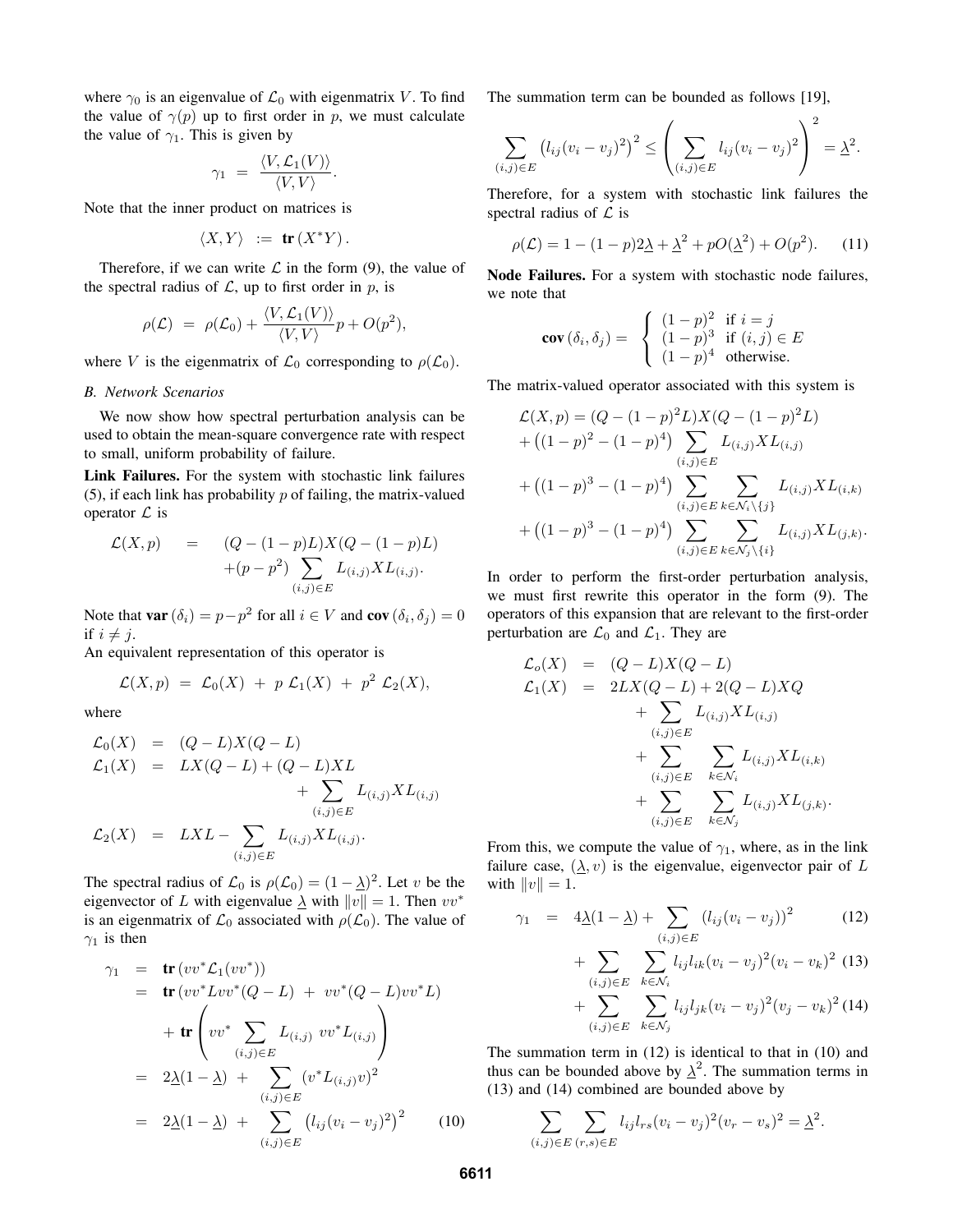where $\gamma_0$ is an eigenvalue of $\mathcal{L}_0$ with eigenmatrix $V$. To find the value of $\gamma(p)$ up to first order in $p$, we must calculate the value of $\gamma_1$. This is given by

$$\gamma_1 \;=\; \frac{\langle V, \mathcal{L}_1(V)\rangle}{\langle V, V\rangle}.$$

Note that the inner product on matrices is

$$\langle X, Y\rangle \;:=\; \mathbf{tr}\,(X^* Y)\,.$$

Therefore, if we can write $\mathcal{L}$ in the form (9), the value of the spectral radius of $\mathcal{L}$, up to first order in $p$, is

$$\rho(\mathcal{L}) \;=\; \rho(\mathcal{L}_0) + \frac{\langle V, \mathcal{L}_1(V)\rangle}{\langle V, V\rangle}p + O(p^2),$$

where $V$ is the eigenmatrix of $\mathcal{L}_0$ corresponding to $\rho(\mathcal{L}_0)$.

### B. Network Scenarios

We now show how spectral perturbation analysis can be used to obtain the mean-square convergence rate with respect to small, uniform probability of failure.

**Link Failures.** For the system with stochastic link failures (5), if each link has probability $p$ of failing, the matrix-valued operator $\mathcal{L}$ is

$$\begin{aligned}\mathcal{L}(X,p) \quad &= \quad (Q-(1-p)L)X(Q-(1-p)L) \\ &\quad\;\; +(p-p^2)\sum_{(i,j)\in E} L_{(i,j)} X L_{(i,j)}.\end{aligned}$$

Note that $\mathbf{var}\,(\delta_i) = p - p^2$ for all $i \in V$ and $\mathbf{cov}\,(\delta_i, \delta_j) = 0$ if $i \neq j$.

An equivalent representation of this operator is

$$\mathcal{L}(X,p) \;=\; \mathcal{L}_0(X) \;+\; p\;\mathcal{L}_1(X) \;+\; p^2\;\mathcal{L}_2(X),$$

where

$$\begin{aligned}\mathcal{L}_0(X) &= (Q-L)X(Q-L) \\ \mathcal{L}_1(X) &= LX(Q-L) + (Q-L)XL \\ &\qquad + \sum_{(i,j)\in E} L_{(i,j)} X L_{(i,j)} \\ \mathcal{L}_2(X) &= LXL - \sum_{(i,j)\in E} L_{(i,j)} X L_{(i,j)}.\end{aligned}$$

The spectral radius of $\mathcal{L}_0$ is $\rho(\mathcal{L}_0) = (1-\underline{\lambda})^2$. Let $v$ be the eigenvector of $L$ with eigenvalue $\underline{\lambda}$ with $\|v\| = 1$. Then $vv^*$ is an eigenmatrix of $\mathcal{L}_0$ associated with $\rho(\mathcal{L}_0)$. The value of $\gamma_1$ is then

$$\begin{aligned}\gamma_1 \;&=\; \mathbf{tr}\,(vv^* \mathcal{L}_1(vv^*)) \\ &=\; \mathbf{tr}\,(vv^* L vv^*(Q-L) \;+\; vv^*(Q-L)vv^* L) \\ &\quad\; + \mathbf{tr}\left(vv^* \sum_{(i,j)\in E} L_{(i,j)}\; vv^* L_{(i,j)}\right) \\ &=\; 2\underline{\lambda}(1-\underline{\lambda}) \;+\; \sum_{(i,j)\in E} (v^* L_{(i,j)} v)^2 \\ &=\; 2\underline{\lambda}(1-\underline{\lambda}) \;+\; \sum_{(i,j)\in E} \big(l_{ij}(v_i - v_j)^2\big)^2 \qquad (10)\end{aligned}$$

The summation term can be bounded as follows [19],

$$\sum_{(i,j)\in E} \big(l_{ij}(v_i - v_j)^2\big)^2 \leq \left(\sum_{(i,j)\in E} l_{ij}(v_i-v_j)^2\right)^2 = \underline{\lambda}^2.$$

Therefore, for a system with stochastic link failures the spectral radius of $\mathcal{L}$ is

$$\rho(\mathcal{L}) = 1 - (1-p)2\underline{\lambda} + \underline{\lambda}^2 + pO(\underline{\lambda}^2) + O(p^2). \qquad (11)$$

**Node Failures.** For a system with stochastic node failures, we note that

$$\mathbf{cov}\,(\delta_i, \delta_j) = \left\{\begin{array}{ll} (1-p)^2 & \text{if } i = j \\ (1-p)^3 & \text{if } (i,j)\in E \\ (1-p)^4 & \text{otherwise.}\end{array}\right.$$

The matrix-valued operator associated with this system is

$$\begin{aligned}&\mathcal{L}(X,p) = (Q-(1-p)^2L)X(Q-(1-p)^2L) \\ &+ \big((1-p)^2 - (1-p)^4\big)\sum_{(i,j)\in E} L_{(i,j)} X L_{(i,j)} \\ &+ \big((1-p)^3 - (1-p)^4\big)\sum_{(i,j)\in E}\;\sum_{k\in\mathcal{N}_i\setminus\{j\}} L_{(i,j)} X L_{(i,k)} \\ &+ \big((1-p)^3 - (1-p)^4\big)\sum_{(i,j)\in E}\;\sum_{k\in\mathcal{N}_j\setminus\{i\}} L_{(i,j)} X L_{(j,k)}.\end{aligned}$$

In order to perform the first-order perturbation analysis, we must first rewrite this operator in the form (9). The operators of this expansion that are relevant to the first-order perturbation are $\mathcal{L}_0$ and $\mathcal{L}_1$. They are

$$\begin{aligned}\mathcal{L}_o(X) &= (Q-L)X(Q-L) \\ \mathcal{L}_1(X) &= 2LX(Q-L) + 2(Q-L)XQ \\ &\quad + \sum_{(i,j)\in E} L_{(i,j)} X L_{(i,j)} \\ &\quad + \sum_{(i,j)\in E}\;\sum_{k\in\mathcal{N}_i} L_{(i,j)} X L_{(i,k)} \\ &\quad + \sum_{(i,j)\in E}\;\sum_{k\in\mathcal{N}_j} L_{(i,j)} X L_{(j,k)}.\end{aligned}$$

From this, we compute the value of $\gamma_1$, where, as in the link failure case, $(\underline{\lambda}, v)$ is the eigenvalue, eigenvector pair of $L$ with $\|v\| = 1$.

$$\begin{aligned}\gamma_1 \;&=\; 4\underline{\lambda}(1-\underline{\lambda}) + \sum_{(i,j)\in E} \big(l_{ij}(v_i - v_j)\big)^2 \qquad (12) \\ &\quad + \sum_{(i,j)\in E}\;\sum_{k\in\mathcal{N}_i} l_{ij} l_{ik} (v_i - v_j)^2 (v_i - v_k)^2 \qquad (13) \\ &\quad + \sum_{(i,j)\in E}\;\sum_{k\in\mathcal{N}_j} l_{ij} l_{jk} (v_i - v_j)^2 (v_j - v_k)^2 \qquad (14)\end{aligned}$$

The summation term in (12) is identical to that in (10) and thus can be bounded above by $\underline{\lambda}^2$. The summation terms in (13) and (14) combined are bounded above by

$$\sum_{(i,j)\in E}\;\sum_{(r,s)\in E} l_{ij} l_{rs} (v_i - v_j)^2 (v_r - v_s)^2 = \underline{\lambda}^2.$$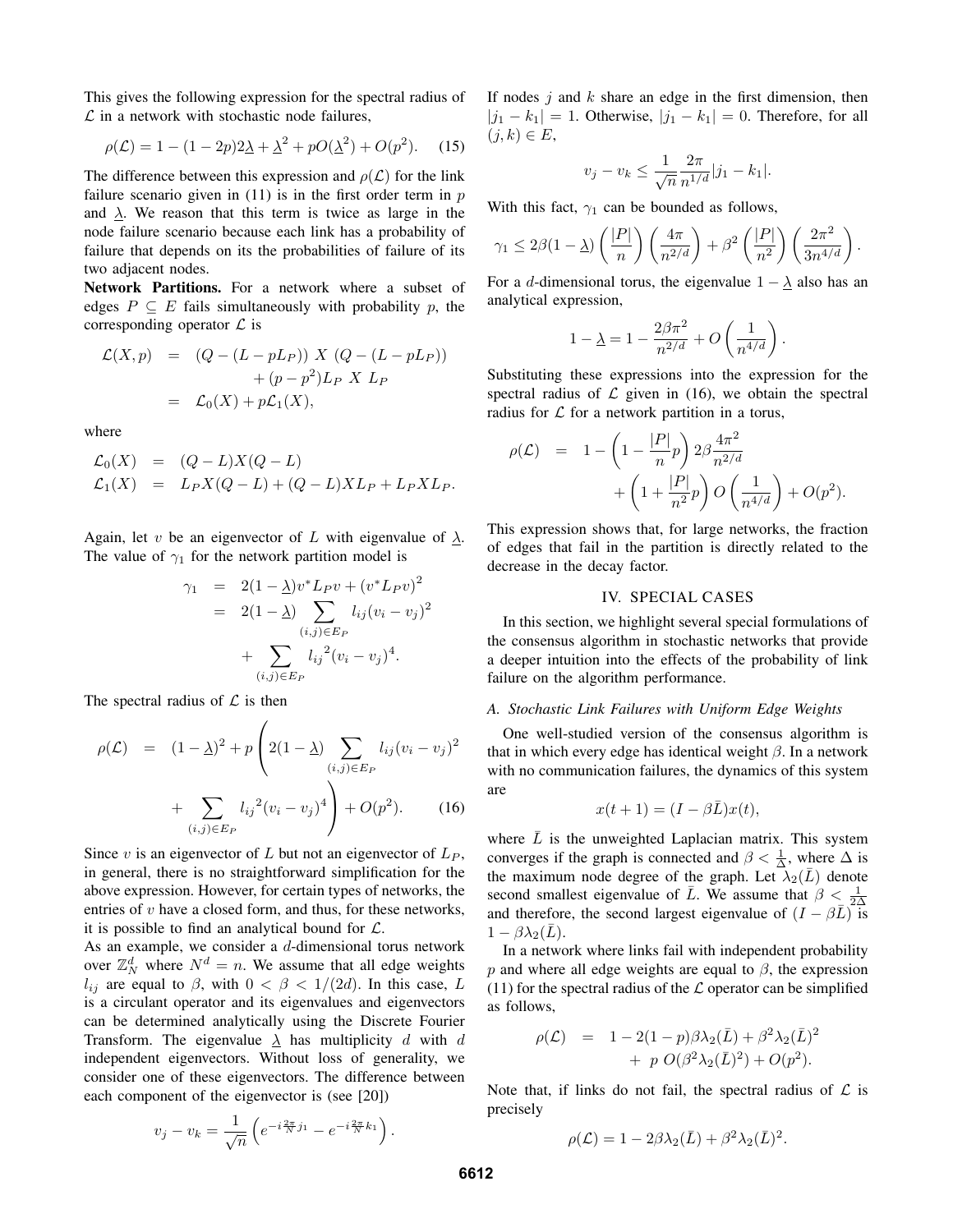This gives the following expression for the spectral radius of $\mathcal{L}$ in a network with stochastic node failures,

$$\rho(\mathcal{L}) = 1 - (1-2p)2\underline{\lambda} + \underline{\lambda}^2 + pO(\underline{\lambda}^2) + O(p^2). \quad (15)$$

The difference between this expression and $\rho(\mathcal{L})$ for the link failure scenario given in (11) is in the first order term in $p$ and $\underline{\lambda}$. We reason that this term is twice as large in the node failure scenario because each link has a probability of failure that depends on its the probabilities of failure of its two adjacent nodes.

**Network Partitions.** For a network where a subset of edges $P \subseteq E$ fails simultaneously with probability $p$, the corresponding operator $\mathcal{L}$ is

$$\begin{aligned}
\mathcal{L}(X,p) &= (Q - (L - pL_P))\ X\ (Q - (L - pL_P)) \\
&\quad + (p - p^2)L_P\ X\ L_P \\
&= \mathcal{L}_0(X) + p\mathcal{L}_1(X),
\end{aligned}$$

where

$$\begin{aligned}
\mathcal{L}_0(X) &= (Q-L)X(Q-L) \\
\mathcal{L}_1(X) &= L_P X(Q-L) + (Q-L)XL_P + L_P X L_P.
\end{aligned}$$

Again, let $v$ be an eigenvector of $L$ with eigenvalue of $\underline{\lambda}$. The value of $\gamma_1$ for the network partition model is

$$\begin{aligned}
\gamma_1 &= 2(1-\underline{\lambda})v^* L_P v + (v^* L_P v)^2 \\
&= 2(1-\underline{\lambda}) \sum_{(i,j)\in E_P} l_{ij}(v_i - v_j)^2 \\
&\quad + \sum_{(i,j)\in E_P} {l_{ij}}^2 (v_i - v_j)^4.
\end{aligned}$$

The spectral radius of $\mathcal{L}$ is then

$$\begin{aligned}
\rho(\mathcal{L}) &= (1-\underline{\lambda})^2 + p\left(2(1-\underline{\lambda}) \sum_{(i,j)\in E_P} l_{ij}(v_i - v_j)^2 \right. \\
&\quad \left. + \sum_{(i,j)\in E_P} {l_{ij}}^2 (v_i - v_j)^4 \right) + O(p^2). \quad (16)
\end{aligned}$$

Since $v$ is an eigenvector of $L$ but not an eigenvector of $L_P$, in general, there is no straightforward simplification for the above expression. However, for certain types of networks, the entries of $v$ have a closed form, and thus, for these networks, it is possible to find an analytical bound for $\mathcal{L}$.

As an example, we consider a $d$-dimensional torus network over $\mathbb{Z}_N^d$ where $N^d = n$. We assume that all edge weights $l_{ij}$ are equal to $\beta$, with $0 < \beta < 1/(2d)$. In this case, $L$ is a circulant operator and its eigenvalues and eigenvectors can be determined analytically using the Discrete Fourier Transform. The eigenvalue $\underline{\lambda}$ has multiplicity $d$ with $d$ independent eigenvectors. Without loss of generality, we consider one of these eigenvectors. The difference between each component of the eigenvector is (see [20])

$$v_j - v_k = \frac{1}{\sqrt{n}}\left(e^{-i\frac{2\pi}{N}j_1} - e^{-i\frac{2\pi}{N}k_1}\right).$$

If nodes $j$ and $k$ share an edge in the first dimension, then $|j_1 - k_1| = 1$. Otherwise, $|j_1 - k_1| = 0$. Therefore, for all $(j,k) \in E$,

$$v_j - v_k \leq \frac{1}{\sqrt{n}} \frac{2\pi}{n^{1/d}} |j_1 - k_1|.$$

With this fact, $\gamma_1$ can be bounded as follows,

$$\gamma_1 \leq 2\beta(1-\underline{\lambda})\left(\frac{|P|}{n}\right)\left(\frac{4\pi}{n^{2/d}}\right) + \beta^2\left(\frac{|P|}{n^2}\right)\left(\frac{2\pi^2}{3n^{4/d}}\right).$$

For a $d$-dimensional torus, the eigenvalue $1 - \underline{\lambda}$ also has an analytical expression,

$$1 - \underline{\lambda} = 1 - \frac{2\beta\pi^2}{n^{2/d}} + O\left(\frac{1}{n^{4/d}}\right).$$

Substituting these expressions into the expression for the spectral radius of $\mathcal{L}$ given in (16), we obtain the spectral radius for $\mathcal{L}$ for a network partition in a torus,

$$\begin{aligned}
\rho(\mathcal{L}) &= 1 - \left(1 - \frac{|P|}{n}p\right)2\beta\frac{4\pi^2}{n^{2/d}} \\
&\quad + \left(1 + \frac{|P|}{n^2}p\right)O\left(\frac{1}{n^{4/d}}\right) + O(p^2).
\end{aligned}$$

This expression shows that, for large networks, the fraction of edges that fail in the partition is directly related to the decrease in the decay factor.

## IV. SPECIAL CASES

In this section, we highlight several special formulations of the consensus algorithm in stochastic networks that provide a deeper intuition into the effects of the probability of link failure on the algorithm performance.

### A. Stochastic Link Failures with Uniform Edge Weights

One well-studied version of the consensus algorithm is that in which every edge has identical weight $\beta$. In a network with no communication failures, the dynamics of this system are

$$x(t+1) = (I - \beta\bar{L})x(t),$$

where $\bar{L}$ is the unweighted Laplacian matrix. This system converges if the graph is connected and $\beta < \frac{1}{\Delta}$, where $\Delta$ is the maximum node degree of the graph. Let $\lambda_2(\bar{L})$ denote second smallest eigenvalue of $\bar{L}$. We assume that $\beta < \frac{1}{2\Delta}$ and therefore, the second largest eigenvalue of $(I - \beta\bar{L})$ is $1 - \beta\lambda_2(\bar{L})$.

In a network where links fail with independent probability $p$ and where all edge weights are equal to $\beta$, the expression (11) for the spectral radius of the $\mathcal{L}$ operator can be simplified as follows,

$$\begin{aligned}
\rho(\mathcal{L}) &= 1 - 2(1-p)\beta\lambda_2(\bar{L}) + \beta^2\lambda_2(\bar{L})^2 \\
&\quad + \ p\ O(\beta^2\lambda_2(\bar{L})^2) + O(p^2).
\end{aligned}$$

Note that, if links do not fail, the spectral radius of $\mathcal{L}$ is precisely

$$\rho(\mathcal{L}) = 1 - 2\beta\lambda_2(\bar{L}) + \beta^2\lambda_2(\bar{L})^2.$$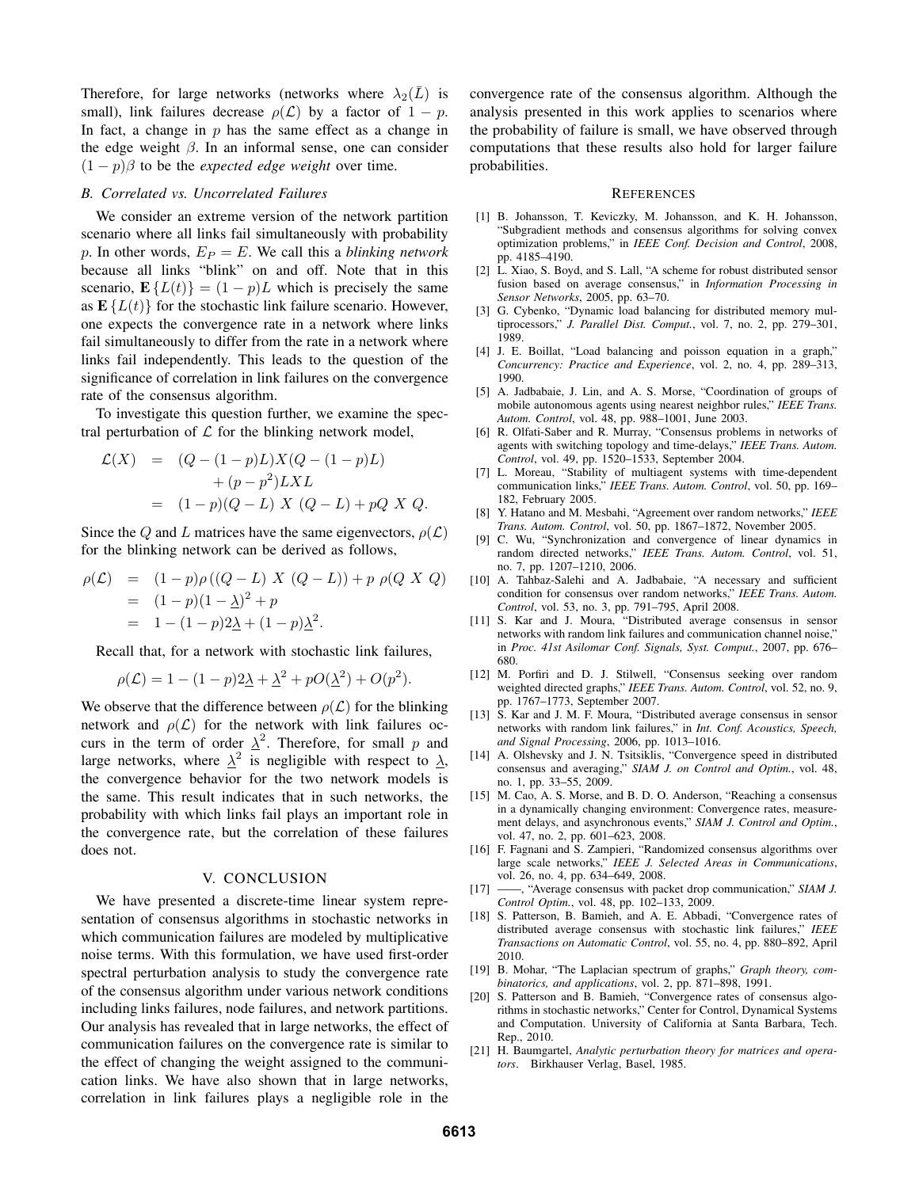Therefore, for large networks (networks where $\lambda_2(\bar{L})$ is small), link failures decrease $\rho(\mathcal{L})$ by a factor of $1 - p$. In fact, a change in $p$ has the same effect as a change in the edge weight $\beta$. In an informal sense, one can consider $(1-p)\beta$ to be the *expected edge weight* over time.

### B. Correlated vs. Uncorrelated Failures

We consider an extreme version of the network partition scenario where all links fail simultaneously with probability $p$. In other words, $E_P = E$. We call this a *blinking network* because all links "blink" on and off. Note that in this scenario, $\mathbf{E}\{L(t)\} = (1-p)L$ which is precisely the same as $\mathbf{E}\{L(t)\}$ for the stochastic link failure scenario. However, one expects the convergence rate in a network where links fail simultaneously to differ from the rate in a network where links fail independently. This leads to the question of the significance of correlation in link failures on the convergence rate of the consensus algorithm.

To investigate this question further, we examine the spectral perturbation of $\mathcal{L}$ for the blinking network model,

$$
\begin{aligned}
\mathcal{L}(X) &= (Q - (1-p)L)X(Q-(1-p)L) \\
&\quad + (p-p^2)LXL \\
&= (1-p)(Q-L)\ X\ (Q-L) + pQ\ X\ Q.
\end{aligned}
$$

Since the $Q$ and $L$ matrices have the same eigenvectors, $\rho(\mathcal{L})$ for the blinking network can be derived as follows,

$$
\begin{aligned}
\rho(\mathcal{L}) &= (1-p)\rho\left((Q-L)\ X\ (Q-L)\right) + p\ \rho(Q\ X\ Q) \\
&= (1-p)(1-\underline{\lambda})^2 + p \\
&= 1 - (1-p)2\underline{\lambda} + (1-p)\underline{\lambda}^2.
\end{aligned}
$$

Recall that, for a network with stochastic link failures,

$$
\rho(\mathcal{L}) = 1 - (1-p)2\underline{\lambda} + \underline{\lambda}^2 + pO(\underline{\lambda}^2) + O(p^2).
$$

We observe that the difference between $\rho(\mathcal{L})$ for the blinking network and $\rho(\mathcal{L})$ for the network with link failures occurs in the term of order $\underline{\lambda}^2$. Therefore, for small $p$ and large networks, where $\underline{\lambda}^2$ is negligible with respect to $\underline{\lambda}$, the convergence behavior for the two network models is the same. This result indicates that in such networks, the probability with which links fail plays an important role in the convergence rate, but the correlation of these failures does not.

## V. CONCLUSION

We have presented a discrete-time linear system representation of consensus algorithms in stochastic networks in which communication failures are modeled by multiplicative noise terms. With this formulation, we have used first-order spectral perturbation analysis to study the convergence rate of the consensus algorithm under various network conditions including links failures, node failures, and network partitions. Our analysis has revealed that in large networks, the effect of communication failures on the convergence rate is similar to the effect of changing the weight assigned to the communication links. We have also shown that in large networks, correlation in link failures plays a negligible role in the convergence rate of the consensus algorithm. Although the analysis presented in this work applies to scenarios where the probability of failure is small, we have observed through computations that these results also hold for larger failure probabilities.

## REFERENCES

[1] B. Johansson, T. Keviczky, M. Johansson, and K. H. Johansson, "Subgradient methods and consensus algorithms for solving convex optimization problems," in *IEEE Conf. Decision and Control*, 2008, pp. 4185–4190.

[2] L. Xiao, S. Boyd, and S. Lall, "A scheme for robust distributed sensor fusion based on average consensus," in *Information Processing in Sensor Networks*, 2005, pp. 63–70.

[3] G. Cybenko, "Dynamic load balancing for distributed memory multiprocessors," *J. Parallel Dist. Comput.*, vol. 7, no. 2, pp. 279–301, 1989.

[4] J. E. Boillat, "Load balancing and poisson equation in a graph," *Concurrency: Practice and Experience*, vol. 2, no. 4, pp. 289–313, 1990.

[5] A. Jadbabaie, J. Lin, and A. S. Morse, "Coordination of groups of mobile autonomous agents using nearest neighbor rules," *IEEE Trans. Autom. Control*, vol. 48, pp. 988–1001, June 2003.

[6] R. Olfati-Saber and R. Murray, "Consensus problems in networks of agents with switching topology and time-delays," *IEEE Trans. Autom. Control*, vol. 49, pp. 1520–1533, September 2004.

[7] L. Moreau, "Stability of multiagent systems with time-dependent communication links," *IEEE Trans. Autom. Control*, vol. 50, pp. 169–182, February 2005.

[8] Y. Hatano and M. Mesbahi, "Agreement over random networks," *IEEE Trans. Autom. Control*, vol. 50, pp. 1867–1872, November 2005.

[9] C. Wu, "Synchronization and convergence of linear dynamics in random directed networks," *IEEE Trans. Autom. Control*, vol. 51, no. 7, pp. 1207–1210, 2006.

[10] A. Tahbaz-Salehi and A. Jadbabaie, "A necessary and sufficient condition for consensus over random networks," *IEEE Trans. Autom. Control*, vol. 53, no. 3, pp. 791–795, April 2008.

[11] S. Kar and J. Moura, "Distributed average consensus in sensor networks with random link failures and communication channel noise," in *Proc. 41st Asilomar Conf. Signals, Syst. Comput.*, 2007, pp. 676–680.

[12] M. Porfiri and D. J. Stilwell, "Consensus seeking over random weighted directed graphs," *IEEE Trans. Autom. Control*, vol. 52, no. 9, pp. 1767–1773, September 2007.

[13] S. Kar and J. M. F. Moura, "Distributed average consensus in sensor networks with random link failures," in *Int. Conf. Acoustics, Speech, and Signal Processing*, 2006, pp. 1013–1016.

[14] A. Olshevsky and J. N. Tsitsiklis, "Convergence speed in distributed consensus and averaging," *SIAM J. on Control and Optim.*, vol. 48, no. 1, pp. 33–55, 2009.

[15] M. Cao, A. S. Morse, and B. D. O. Anderson, "Reaching a consensus in a dynamically changing environment: Convergence rates, measurement delays, and asynchronous events," *SIAM J. Control and Optim.*, vol. 47, no. 2, pp. 601–623, 2008.

[16] F. Fagnani and S. Zampieri, "Randomized consensus algorithms over large scale networks," *IEEE J. Selected Areas in Communications*, vol. 26, no. 4, pp. 634–649, 2008.

[17] ——, "Average consensus with packet drop communication," *SIAM J. Control Optim.*, vol. 48, pp. 102–133, 2009.

[18] S. Patterson, B. Bamieh, and A. E. Abbadi, "Convergence rates of distributed average consensus with stochastic link failures," *IEEE Transactions on Automatic Control*, vol. 55, no. 4, pp. 880–892, April 2010.

[19] B. Mohar, "The Laplacian spectrum of graphs," *Graph theory, combinatorics, and applications*, vol. 2, pp. 871–898, 1991.

[20] S. Patterson and B. Bamieh, "Convergence rates of consensus algorithms in stochastic networks," Center for Control, Dynamical Systems and Computation. University of California at Santa Barbara, Tech. Rep., 2010.

[21] H. Baumgartel, *Analytic perturbation theory for matrices and operators*. Birkhauser Verlag, Basel, 1985.